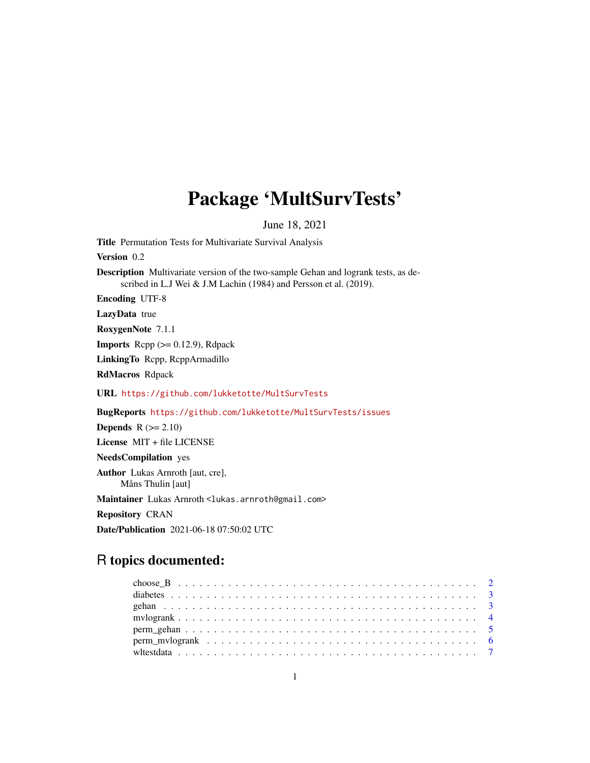# Package 'MultSurvTests'

June 18, 2021

**Title** Permutation Tests for Multivariate Survival Analysis

**Version** 0.2

**Description** Multivariate version of the two-sample Gehan and logrank tests, as described in L.J Wei & J.M Lachin (1984) and Persson et al. (2019).

**Encoding** UTF-8

**LazyData** true

**RoxygenNote** 7.1.1

**Imports** Rcpp (>= 0.12.9), Rdpack

**LinkingTo** Rcpp, RcppArmadillo

**RdMacros** Rdpack

**URL** https://github.com/lukketotte/MultSurvTests

**BugReports** https://github.com/lukketotte/MultSurvTests/issues

**Depends** R (>= 2.10)

**License** MIT + file LICENSE

**NeedsCompilation** yes

**Author** Lukas Arnroth [aut, cre],
Måns Thulin [aut]

**Maintainer** Lukas Arnroth <lukas.arnroth@gmail.com>

**Repository** CRAN

**Date/Publication** 2021-06-18 07:50:02 UTC

## R topics documented:

- choose_B . . . . . . . . . . . . . . . . . . . . . . . . . . . . . . . . . . . . . . . . . . 2
- diabetes . . . . . . . . . . . . . . . . . . . . . . . . . . . . . . . . . . . . . . . . . . 3
- gehan . . . . . . . . . . . . . . . . . . . . . . . . . . . . . . . . . . . . . . . . . . . 3
- mvlogrank . . . . . . . . . . . . . . . . . . . . . . . . . . . . . . . . . . . . . . . . . 4
- perm_gehan . . . . . . . . . . . . . . . . . . . . . . . . . . . . . . . . . . . . . . . . 5
- perm_mvlogrank . . . . . . . . . . . . . . . . . . . . . . . . . . . . . . . . . . . . . . 6
- wltestdata . . . . . . . . . . . . . . . . . . . . . . . . . . . . . . . . . . . . . . . . . 7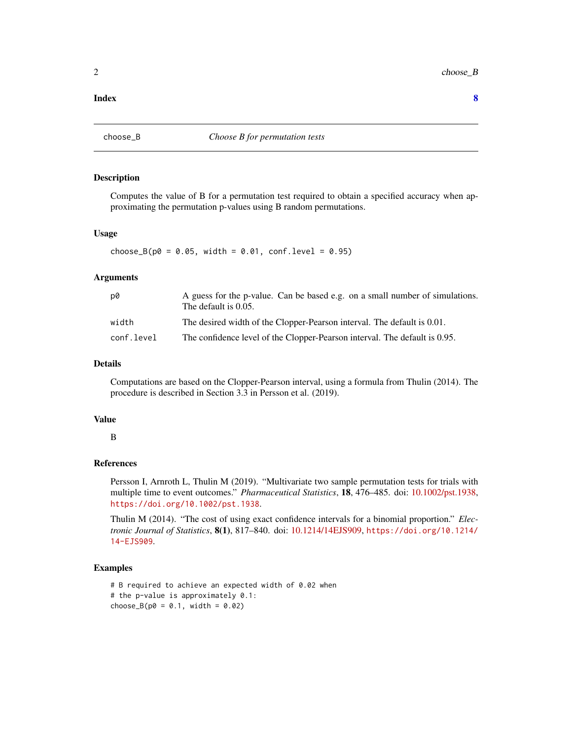**Index** **8**

---

`choose_B` *Choose B for permutation tests*

---

### Description

Computes the value of B for a permutation test required to obtain a specified accuracy when approximating the permutation p-values using B random permutations.

### Usage

```
choose_B(p0 = 0.05, width = 0.01, conf.level = 0.95)
```

### Arguments

| | |
|---|---|
| `p0` | A guess for the p-value. Can be based e.g. on a small number of simulations. The default is 0.05. |
| `width` | The desired width of the Clopper-Pearson interval. The default is 0.01. |
| `conf.level` | The confidence level of the Clopper-Pearson interval. The default is 0.95. |

### Details

Computations are based on the Clopper-Pearson interval, using a formula from Thulin (2014). The procedure is described in Section 3.3 in Persson et al. (2019).

### Value

B

### References

Persson I, Arnroth L, Thulin M (2019). "Multivariate two sample permutation tests for trials with multiple time to event outcomes." *Pharmaceutical Statistics*, **18**, 476–485. doi: 10.1002/pst.1938, https://doi.org/10.1002/pst.1938.

Thulin M (2014). "The cost of using exact confidence intervals for a binomial proportion." *Electronic Journal of Statistics*, **8(1)**, 817–840. doi: 10.1214/14EJS909, https://doi.org/10.1214/14-EJS909.

### Examples

```
# B required to achieve an expected width of 0.02 when
# the p-value is approximately 0.1:
choose_B(p0 = 0.1, width = 0.02)
```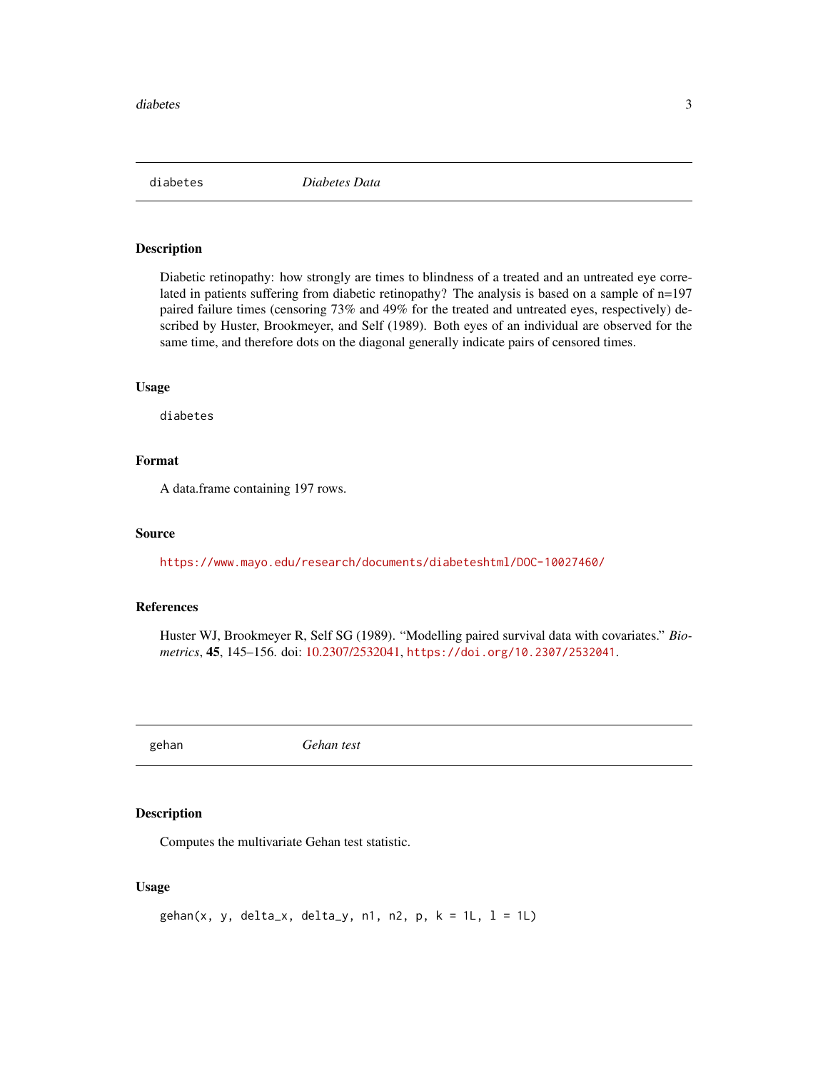## diabetes *Diabetes Data*

### Description

Diabetic retinopathy: how strongly are times to blindness of a treated and an untreated eye correlated in patients suffering from diabetic retinopathy? The analysis is based on a sample of n=197 paired failure times (censoring 73% and 49% for the treated and untreated eyes, respectively) described by Huster, Brookmeyer, and Self (1989). Both eyes of an individual are observed for the same time, and therefore dots on the diagonal generally indicate pairs of censored times.

### Usage

```
diabetes
```

### Format

A data.frame containing 197 rows.

### Source

https://www.mayo.edu/research/documents/diabeteshtml/DOC-10027460/

### References

Huster WJ, Brookmeyer R, Self SG (1989). "Modelling paired survival data with covariates." *Biometrics*, **45**, 145–156. doi: 10.2307/2532041, https://doi.org/10.2307/2532041.

## gehan *Gehan test*

### Description

Computes the multivariate Gehan test statistic.

### Usage

```
gehan(x, y, delta_x, delta_y, n1, n2, p, k = 1L, l = 1L)
```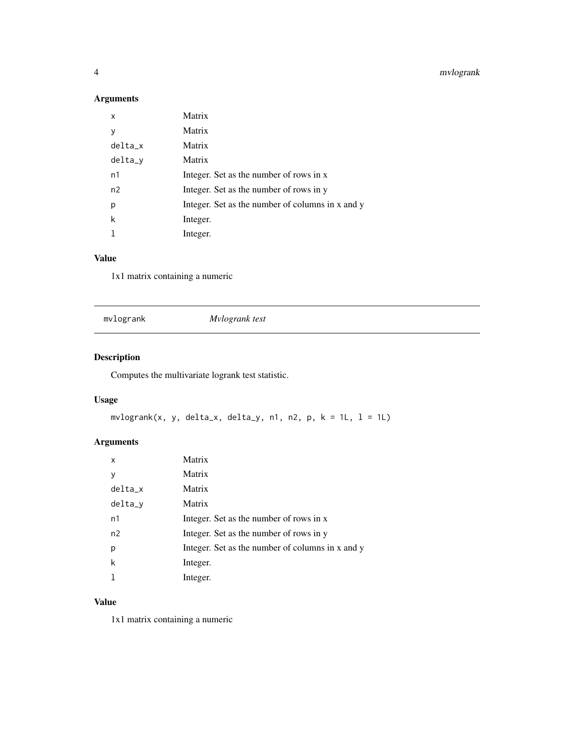## Arguments

| | |
|---|---|
| x | Matrix |
| y | Matrix |
| delta_x | Matrix |
| delta_y | Matrix |
| n1 | Integer. Set as the number of rows in x |
| n2 | Integer. Set as the number of rows in y |
| p | Integer. Set as the number of columns in x and y |
| k | Integer. |
| l | Integer. |

## Value

1x1 matrix containing a numeric

---

# mvlogrank *Mvlogrank test*

## Description

Computes the multivariate logrank test statistic.

## Usage

```
mvlogrank(x, y, delta_x, delta_y, n1, n2, p, k = 1L, l = 1L)
```

## Arguments

| | |
|---|---|
| x | Matrix |
| y | Matrix |
| delta_x | Matrix |
| delta_y | Matrix |
| n1 | Integer. Set as the number of rows in x |
| n2 | Integer. Set as the number of rows in y |
| p | Integer. Set as the number of columns in x and y |
| k | Integer. |
| l | Integer. |

## Value

1x1 matrix containing a numeric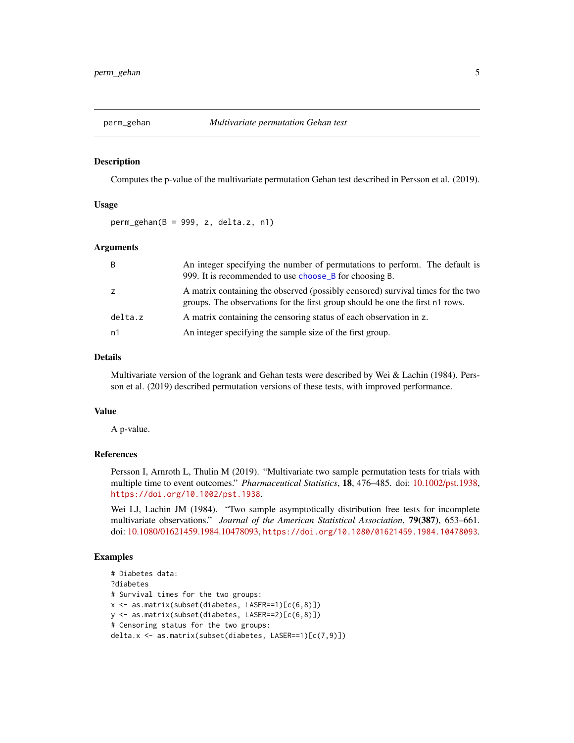## perm_gehan *Multivariate permutation Gehan test*

### Description

Computes the p-value of the multivariate permutation Gehan test described in Persson et al. (2019).

### Usage

```
perm_gehan(B = 999, z, delta.z, n1)
```

### Arguments

| | |
|---|---|
| B | An integer specifying the number of permutations to perform. The default is 999. It is recommended to use choose_B for choosing B. |
| z | A matrix containing the observed (possibly censored) survival times for the two groups. The observations for the first group should be one the first n1 rows. |
| delta.z | A matrix containing the censoring status of each observation in z. |
| n1 | An integer specifying the sample size of the first group. |

### Details

Multivariate version of the logrank and Gehan tests were described by Wei & Lachin (1984). Persson et al. (2019) described permutation versions of these tests, with improved performance.

### Value

A p-value.

### References

Persson I, Arnroth L, Thulin M (2019). "Multivariate two sample permutation tests for trials with multiple time to event outcomes." *Pharmaceutical Statistics*, **18**, 476–485. doi: 10.1002/pst.1938, https://doi.org/10.1002/pst.1938.

Wei LJ, Lachin JM (1984). "Two sample asymptotically distribution free tests for incomplete multivariate observations." *Journal of the American Statistical Association*, **79(387)**, 653–661. doi: 10.1080/01621459.1984.10478093, https://doi.org/10.1080/01621459.1984.10478093.

### Examples

```
# Diabetes data:
?diabetes
# Survival times for the two groups:
x <- as.matrix(subset(diabetes, LASER==1)[c(6,8)])
y <- as.matrix(subset(diabetes, LASER==2)[c(6,8)])
# Censoring status for the two groups:
delta.x <- as.matrix(subset(diabetes, LASER==1)[c(7,9)])
```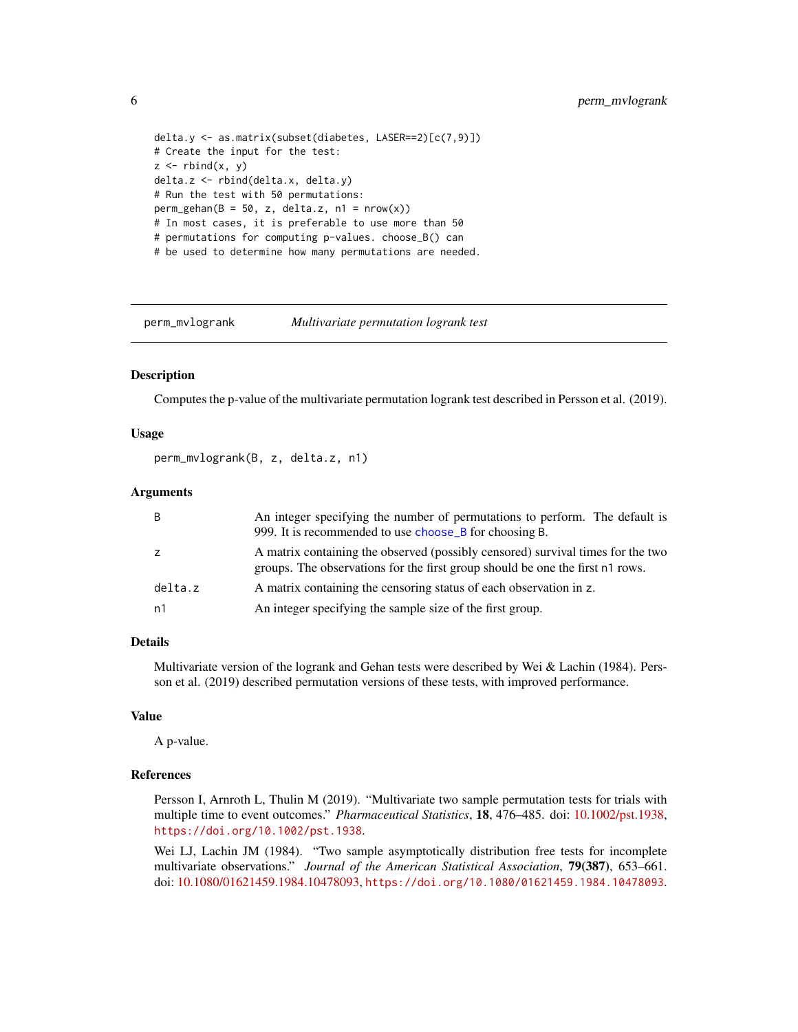```
delta.y <- as.matrix(subset(diabetes, LASER==2)[c(7,9)])
# Create the input for the test:
z <- rbind(x, y)
delta.z <- rbind(delta.x, delta.y)
# Run the test with 50 permutations:
perm_gehan(B = 50, z, delta.z, n1 = nrow(x))
# In most cases, it is preferable to use more than 50
# permutations for computing p-values. choose_B() can
# be used to determine how many permutations are needed.
```

---

## perm_mvlogrank — *Multivariate permutation logrank test*

---

### Description

Computes the p-value of the multivariate permutation logrank test described in Persson et al. (2019).

### Usage

```
perm_mvlogrank(B, z, delta.z, n1)
```

### Arguments

| | |
|---|---|
| B | An integer specifying the number of permutations to perform. The default is 999. It is recommended to use choose_B for choosing B. |
| z | A matrix containing the observed (possibly censored) survival times for the two groups. The observations for the first group should be one the first n1 rows. |
| delta.z | A matrix containing the censoring status of each observation in z. |
| n1 | An integer specifying the sample size of the first group. |

### Details

Multivariate version of the logrank and Gehan tests were described by Wei & Lachin (1984). Persson et al. (2019) described permutation versions of these tests, with improved performance.

### Value

A p-value.

### References

Persson I, Arnroth L, Thulin M (2019). "Multivariate two sample permutation tests for trials with multiple time to event outcomes." *Pharmaceutical Statistics*, **18**, 476–485. doi: 10.1002/pst.1938, https://doi.org/10.1002/pst.1938.

Wei LJ, Lachin JM (1984). "Two sample asymptotically distribution free tests for incomplete multivariate observations." *Journal of the American Statistical Association*, **79(387)**, 653–661. doi: 10.1080/01621459.1984.10478093, https://doi.org/10.1080/01621459.1984.10478093.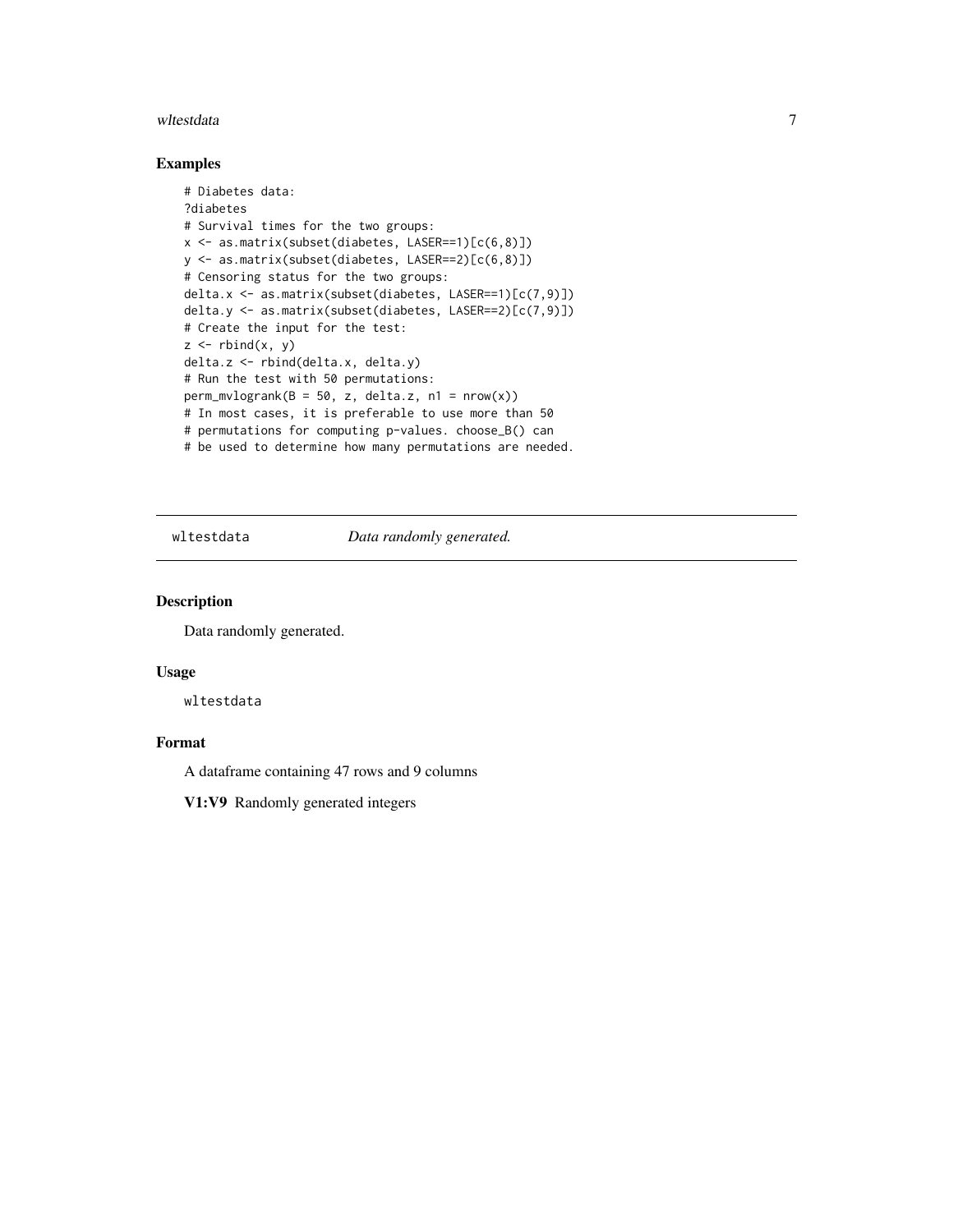## Examples

```
# Diabetes data:
?diabetes
# Survival times for the two groups:
x <- as.matrix(subset(diabetes, LASER==1)[c(6,8)])
y <- as.matrix(subset(diabetes, LASER==2)[c(6,8)])
# Censoring status for the two groups:
delta.x <- as.matrix(subset(diabetes, LASER==1)[c(7,9)])
delta.y <- as.matrix(subset(diabetes, LASER==2)[c(7,9)])
# Create the input for the test:
z <- rbind(x, y)
delta.z <- rbind(delta.x, delta.y)
# Run the test with 50 permutations:
perm_mvlogrank(B = 50, z, delta.z, n1 = nrow(x))
# In most cases, it is preferable to use more than 50
# permutations for computing p-values. choose_B() can
# be used to determine how many permutations are needed.
```

---

`wltestdata` *Data randomly generated.*

---

## Description

Data randomly generated.

## Usage

```
wltestdata
```

## Format

A dataframe containing 47 rows and 9 columns

**V1:V9** Randomly generated integers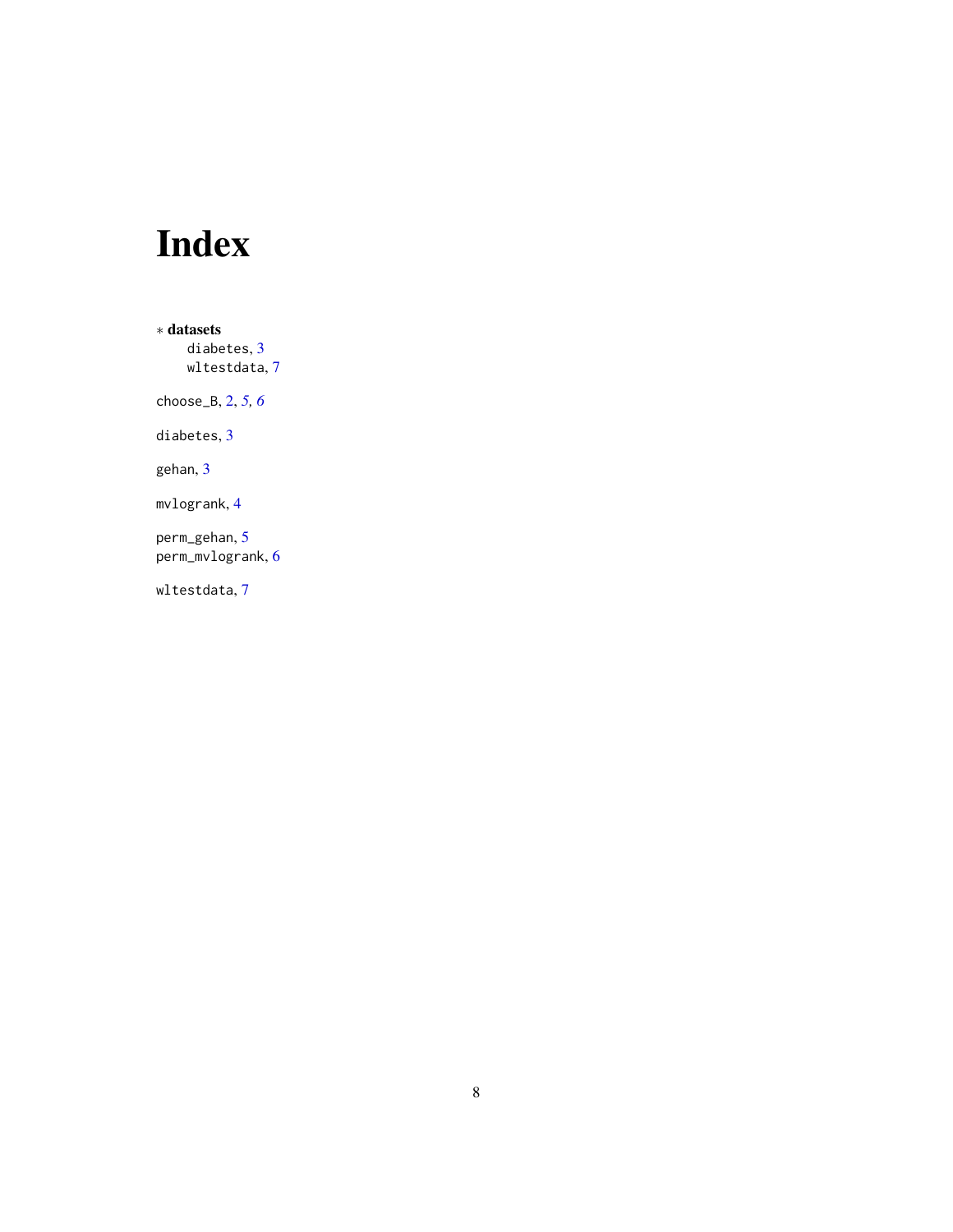# Index

∗ **datasets**
    diabetes, 3
    wltestdata, 7

choose_B, 2, *5, 6*

diabetes, 3

gehan, 3

mvlogrank, 4

perm_gehan, 5
perm_mvlogrank, 6

wltestdata, 7